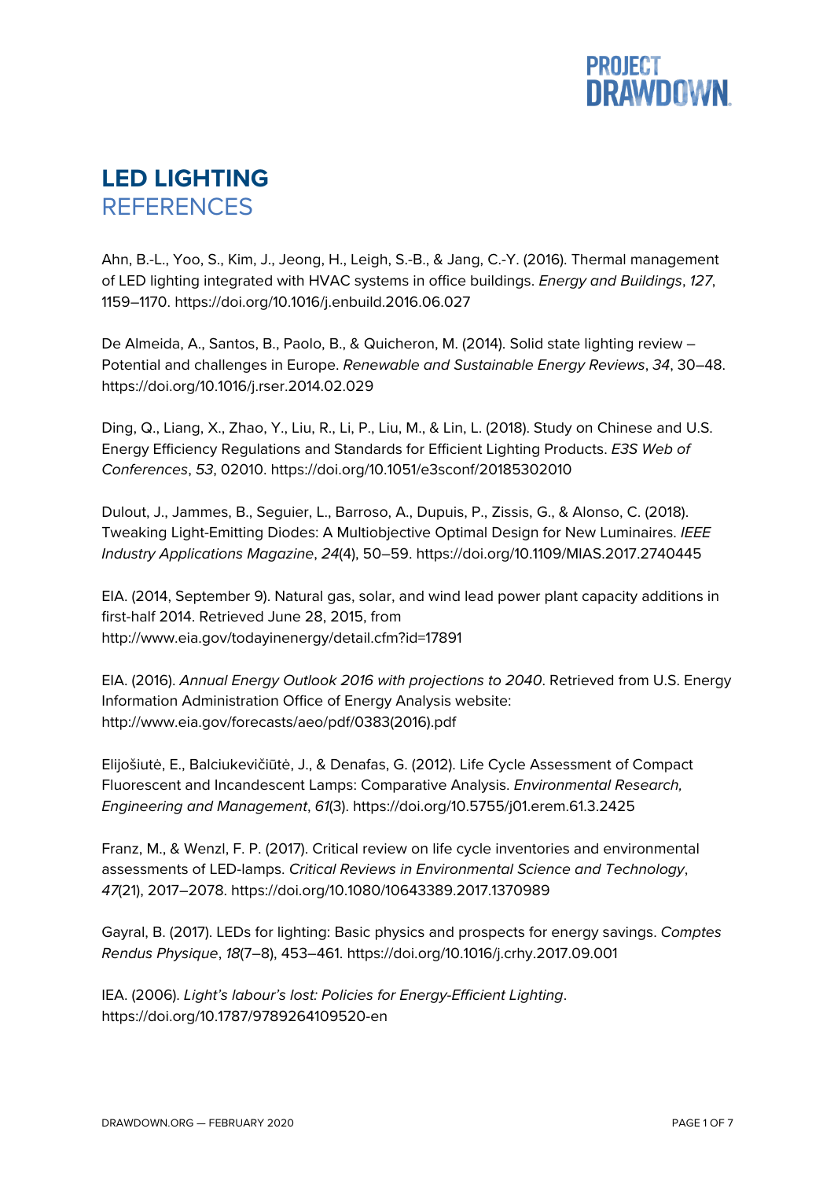# LED LIGHTING
## REFERENCES

Ahn, B.-L., Yoo, S., Kim, J., Jeong, H., Leigh, S.-B., & Jang, C.-Y. (2016). Thermal management of LED lighting integrated with HVAC systems in office buildings. *Energy and Buildings*, *127*, 1159–1170. https://doi.org/10.1016/j.enbuild.2016.06.027

De Almeida, A., Santos, B., Paolo, B., & Quicheron, M. (2014). Solid state lighting review – Potential and challenges in Europe. *Renewable and Sustainable Energy Reviews*, *34*, 30–48. https://doi.org/10.1016/j.rser.2014.02.029

Ding, Q., Liang, X., Zhao, Y., Liu, R., Li, P., Liu, M., & Lin, L. (2018). Study on Chinese and U.S. Energy Efficiency Regulations and Standards for Efficient Lighting Products. *E3S Web of Conferences*, *53*, 02010. https://doi.org/10.1051/e3sconf/20185302010

Dulout, J., Jammes, B., Seguier, L., Barroso, A., Dupuis, P., Zissis, G., & Alonso, C. (2018). Tweaking Light-Emitting Diodes: A Multiobjective Optimal Design for New Luminaires. *IEEE Industry Applications Magazine*, *24*(4), 50–59. https://doi.org/10.1109/MIAS.2017.2740445

EIA. (2014, September 9). Natural gas, solar, and wind lead power plant capacity additions in first-half 2014. Retrieved June 28, 2015, from http://www.eia.gov/todayinenergy/detail.cfm?id=17891

EIA. (2016). *Annual Energy Outlook 2016 with projections to 2040*. Retrieved from U.S. Energy Information Administration Office of Energy Analysis website: http://www.eia.gov/forecasts/aeo/pdf/0383(2016).pdf

Elijošiutė, E., Balciukevičiūtė, J., & Denafas, G. (2012). Life Cycle Assessment of Compact Fluorescent and Incandescent Lamps: Comparative Analysis. *Environmental Research, Engineering and Management*, *61*(3). https://doi.org/10.5755/j01.erem.61.3.2425

Franz, M., & Wenzl, F. P. (2017). Critical review on life cycle inventories and environmental assessments of LED-lamps. *Critical Reviews in Environmental Science and Technology*, *47*(21), 2017–2078. https://doi.org/10.1080/10643389.2017.1370989

Gayral, B. (2017). LEDs for lighting: Basic physics and prospects for energy savings. *Comptes Rendus Physique*, *18*(7–8), 453–461. https://doi.org/10.1016/j.crhy.2017.09.001

IEA. (2006). *Light's labour's lost: Policies for Energy-Efficient Lighting*. https://doi.org/10.1787/9789264109520-en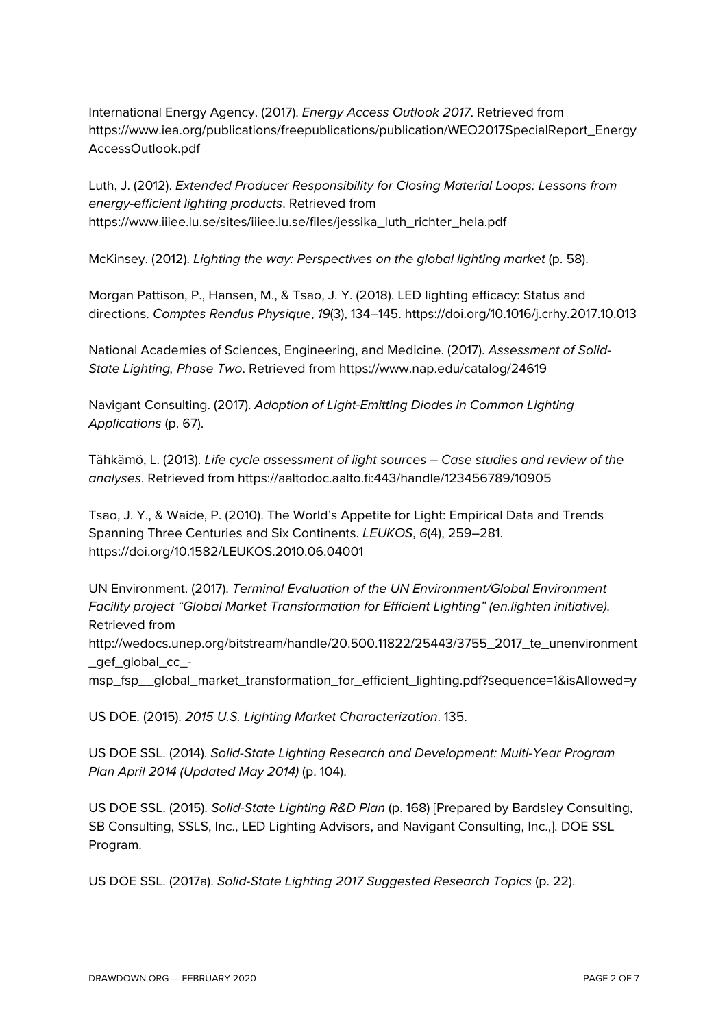International Energy Agency. (2017). *Energy Access Outlook 2017*. Retrieved from https://www.iea.org/publications/freepublications/publication/WEO2017SpecialReport_EnergyAccessOutlook.pdf

Luth, J. (2012). *Extended Producer Responsibility for Closing Material Loops: Lessons from energy-efficient lighting products*. Retrieved from https://www.iiiee.lu.se/sites/iiiee.lu.se/files/jessika_luth_richter_hela.pdf

McKinsey. (2012). *Lighting the way: Perspectives on the global lighting market* (p. 58).

Morgan Pattison, P., Hansen, M., & Tsao, J. Y. (2018). LED lighting efficacy: Status and directions. *Comptes Rendus Physique*, *19*(3), 134–145. https://doi.org/10.1016/j.crhy.2017.10.013

National Academies of Sciences, Engineering, and Medicine. (2017). *Assessment of Solid-State Lighting, Phase Two*. Retrieved from https://www.nap.edu/catalog/24619

Navigant Consulting. (2017). *Adoption of Light-Emitting Diodes in Common Lighting Applications* (p. 67).

Tähkämö, L. (2013). *Life cycle assessment of light sources – Case studies and review of the analyses*. Retrieved from https://aaltodoc.aalto.fi:443/handle/123456789/10905

Tsao, J. Y., & Waide, P. (2010). The World's Appetite for Light: Empirical Data and Trends Spanning Three Centuries and Six Continents. *LEUKOS*, *6*(4), 259–281. https://doi.org/10.1582/LEUKOS.2010.06.04001

UN Environment. (2017). *Terminal Evaluation of the UN Environment/Global Environment Facility project "Global Market Transformation for Efficient Lighting" (en.lighten initiative).* Retrieved from http://wedocs.unep.org/bitstream/handle/20.500.11822/25443/3755_2017_te_unenvironment_gef_global_cc_-msp_fsp__global_market_transformation_for_efficient_lighting.pdf?sequence=1&isAllowed=y

US DOE. (2015). *2015 U.S. Lighting Market Characterization*. 135.

US DOE SSL. (2014). *Solid-State Lighting Research and Development: Multi-Year Program Plan April 2014 (Updated May 2014)* (p. 104).

US DOE SSL. (2015). *Solid-State Lighting R&D Plan* (p. 168) [Prepared by Bardsley Consulting, SB Consulting, SSLS, Inc., LED Lighting Advisors, and Navigant Consulting, Inc.,]. DOE SSL Program.

US DOE SSL. (2017a). *Solid-State Lighting 2017 Suggested Research Topics* (p. 22).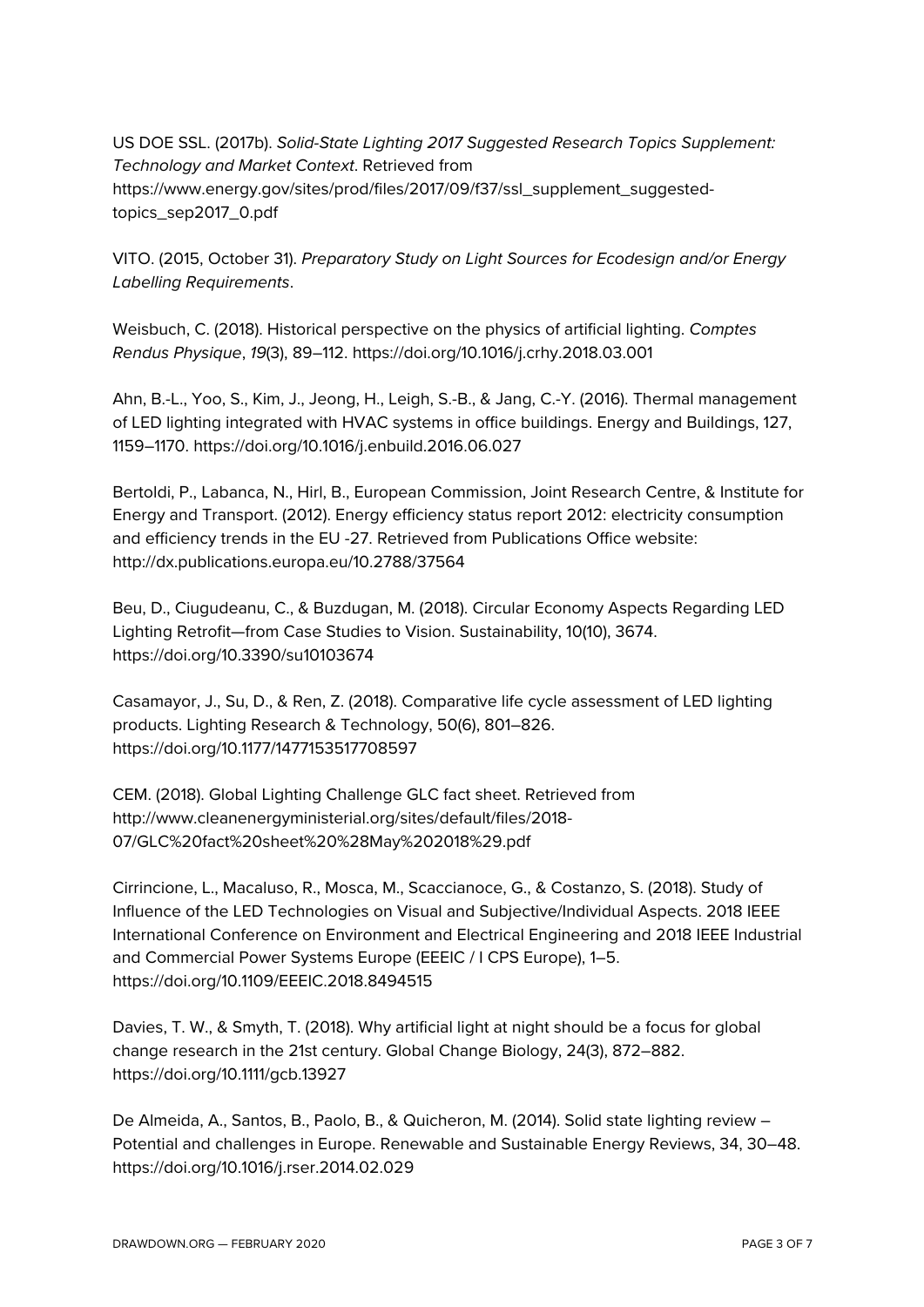US DOE SSL. (2017b). *Solid-State Lighting 2017 Suggested Research Topics Supplement: Technology and Market Context*. Retrieved from https://www.energy.gov/sites/prod/files/2017/09/f37/ssl_supplement_suggested-topics_sep2017_0.pdf

VITO. (2015, October 31). *Preparatory Study on Light Sources for Ecodesign and/or Energy Labelling Requirements*.

Weisbuch, C. (2018). Historical perspective on the physics of artificial lighting. *Comptes Rendus Physique*, *19*(3), 89–112. https://doi.org/10.1016/j.crhy.2018.03.001

Ahn, B.-L., Yoo, S., Kim, J., Jeong, H., Leigh, S.-B., & Jang, C.-Y. (2016). Thermal management of LED lighting integrated with HVAC systems in office buildings. Energy and Buildings, 127, 1159–1170. https://doi.org/10.1016/j.enbuild.2016.06.027

Bertoldi, P., Labanca, N., Hirl, B., European Commission, Joint Research Centre, & Institute for Energy and Transport. (2012). Energy efficiency status report 2012: electricity consumption and efficiency trends in the EU -27. Retrieved from Publications Office website: http://dx.publications.europa.eu/10.2788/37564

Beu, D., Ciugudeanu, C., & Buzdugan, M. (2018). Circular Economy Aspects Regarding LED Lighting Retrofit—from Case Studies to Vision. Sustainability, 10(10), 3674. https://doi.org/10.3390/su10103674

Casamayor, J., Su, D., & Ren, Z. (2018). Comparative life cycle assessment of LED lighting products. Lighting Research & Technology, 50(6), 801–826. https://doi.org/10.1177/1477153517708597

CEM. (2018). Global Lighting Challenge GLC fact sheet. Retrieved from http://www.cleanenergyministerial.org/sites/default/files/2018-07/GLC%20fact%20sheet%20%28May%202018%29.pdf

Cirrincione, L., Macaluso, R., Mosca, M., Scaccianoce, G., & Costanzo, S. (2018). Study of Influence of the LED Technologies on Visual and Subjective/Individual Aspects. 2018 IEEE International Conference on Environment and Electrical Engineering and 2018 IEEE Industrial and Commercial Power Systems Europe (EEEIC / I CPS Europe), 1–5. https://doi.org/10.1109/EEEIC.2018.8494515

Davies, T. W., & Smyth, T. (2018). Why artificial light at night should be a focus for global change research in the 21st century. Global Change Biology, 24(3), 872–882. https://doi.org/10.1111/gcb.13927

De Almeida, A., Santos, B., Paolo, B., & Quicheron, M. (2014). Solid state lighting review – Potential and challenges in Europe. Renewable and Sustainable Energy Reviews, 34, 30–48. https://doi.org/10.1016/j.rser.2014.02.029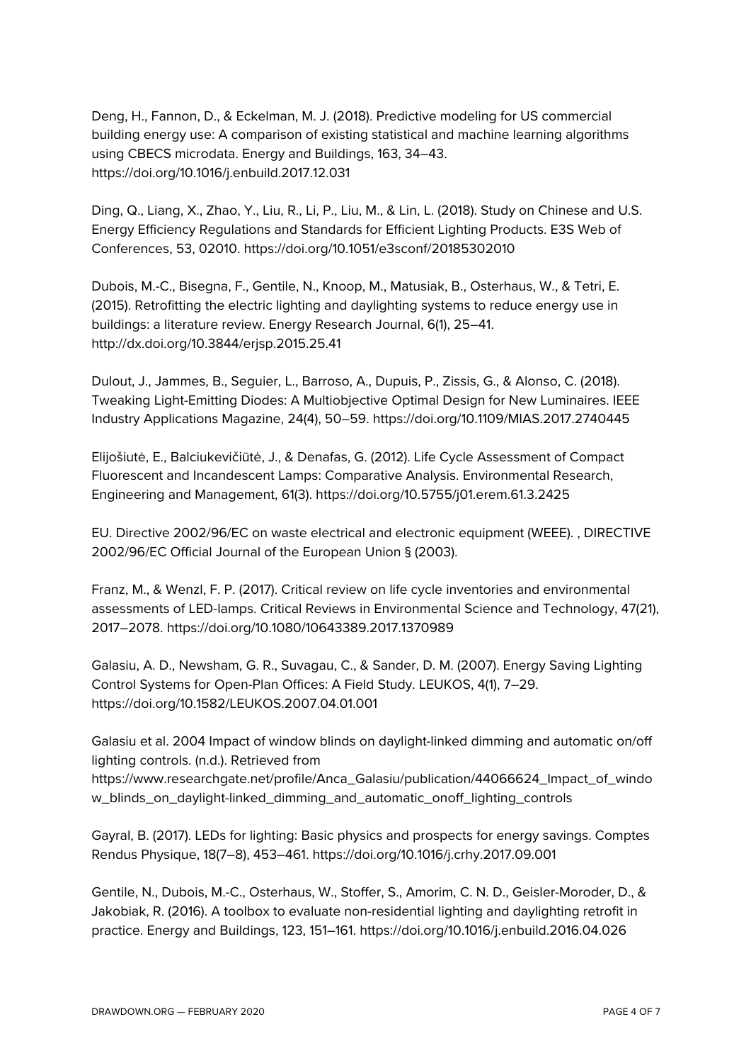Deng, H., Fannon, D., & Eckelman, M. J. (2018). Predictive modeling for US commercial building energy use: A comparison of existing statistical and machine learning algorithms using CBECS microdata. Energy and Buildings, 163, 34–43. https://doi.org/10.1016/j.enbuild.2017.12.031

Ding, Q., Liang, X., Zhao, Y., Liu, R., Li, P., Liu, M., & Lin, L. (2018). Study on Chinese and U.S. Energy Efficiency Regulations and Standards for Efficient Lighting Products. E3S Web of Conferences, 53, 02010. https://doi.org/10.1051/e3sconf/20185302010

Dubois, M.-C., Bisegna, F., Gentile, N., Knoop, M., Matusiak, B., Osterhaus, W., & Tetri, E. (2015). Retrofitting the electric lighting and daylighting systems to reduce energy use in buildings: a literature review. Energy Research Journal, 6(1), 25–41. http://dx.doi.org/10.3844/erjsp.2015.25.41

Dulout, J., Jammes, B., Seguier, L., Barroso, A., Dupuis, P., Zissis, G., & Alonso, C. (2018). Tweaking Light-Emitting Diodes: A Multiobjective Optimal Design for New Luminaires. IEEE Industry Applications Magazine, 24(4), 50–59. https://doi.org/10.1109/MIAS.2017.2740445

Elijošiutė, E., Balciukevičiūtė, J., & Denafas, G. (2012). Life Cycle Assessment of Compact Fluorescent and Incandescent Lamps: Comparative Analysis. Environmental Research, Engineering and Management, 61(3). https://doi.org/10.5755/j01.erem.61.3.2425

EU. Directive 2002/96/EC on waste electrical and electronic equipment (WEEE). , DIRECTIVE 2002/96/EC Official Journal of the European Union § (2003).

Franz, M., & Wenzl, F. P. (2017). Critical review on life cycle inventories and environmental assessments of LED-lamps. Critical Reviews in Environmental Science and Technology, 47(21), 2017–2078. https://doi.org/10.1080/10643389.2017.1370989

Galasiu, A. D., Newsham, G. R., Suvagau, C., & Sander, D. M. (2007). Energy Saving Lighting Control Systems for Open-Plan Offices: A Field Study. LEUKOS, 4(1), 7–29. https://doi.org/10.1582/LEUKOS.2007.04.01.001

Galasiu et al. 2004 Impact of window blinds on daylight-linked dimming and automatic on/off lighting controls. (n.d.). Retrieved from https://www.researchgate.net/profile/Anca_Galasiu/publication/44066624_Impact_of_window_blinds_on_daylight-linked_dimming_and_automatic_onoff_lighting_controls

Gayral, B. (2017). LEDs for lighting: Basic physics and prospects for energy savings. Comptes Rendus Physique, 18(7–8), 453–461. https://doi.org/10.1016/j.crhy.2017.09.001

Gentile, N., Dubois, M.-C., Osterhaus, W., Stoffer, S., Amorim, C. N. D., Geisler-Moroder, D., & Jakobiak, R. (2016). A toolbox to evaluate non-residential lighting and daylighting retrofit in practice. Energy and Buildings, 123, 151–161. https://doi.org/10.1016/j.enbuild.2016.04.026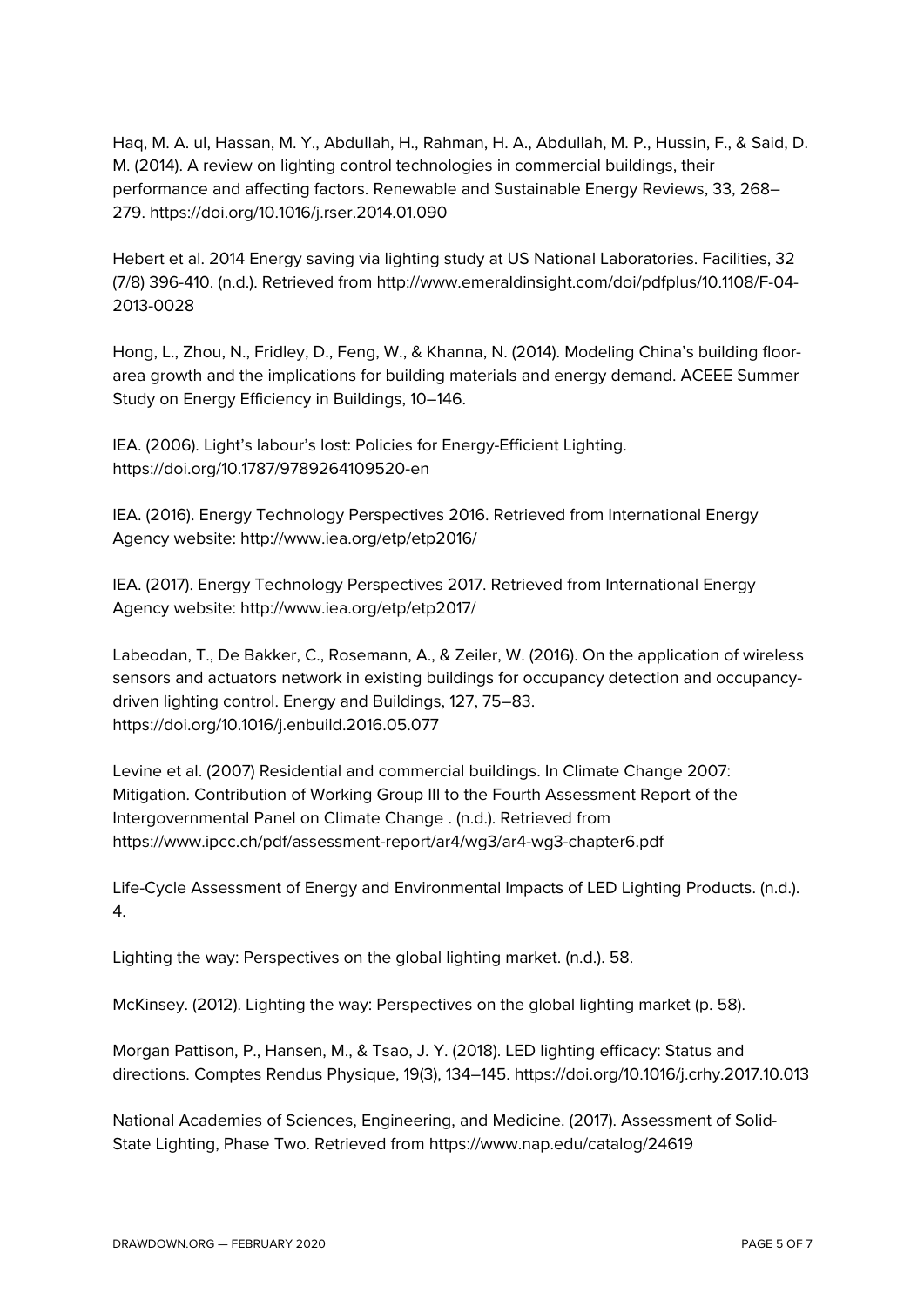Haq, M. A. ul, Hassan, M. Y., Abdullah, H., Rahman, H. A., Abdullah, M. P., Hussin, F., & Said, D. M. (2014). A review on lighting control technologies in commercial buildings, their performance and affecting factors. Renewable and Sustainable Energy Reviews, 33, 268–279. https://doi.org/10.1016/j.rser.2014.01.090

Hebert et al. 2014 Energy saving via lighting study at US National Laboratories. Facilities, 32 (7/8) 396-410. (n.d.). Retrieved from http://www.emeraldinsight.com/doi/pdfplus/10.1108/F-04-2013-0028

Hong, L., Zhou, N., Fridley, D., Feng, W., & Khanna, N. (2014). Modeling China's building floor-area growth and the implications for building materials and energy demand. ACEEE Summer Study on Energy Efficiency in Buildings, 10–146.

IEA. (2006). Light's labour's lost: Policies for Energy-Efficient Lighting. https://doi.org/10.1787/9789264109520-en

IEA. (2016). Energy Technology Perspectives 2016. Retrieved from International Energy Agency website: http://www.iea.org/etp/etp2016/

IEA. (2017). Energy Technology Perspectives 2017. Retrieved from International Energy Agency website: http://www.iea.org/etp/etp2017/

Labeodan, T., De Bakker, C., Rosemann, A., & Zeiler, W. (2016). On the application of wireless sensors and actuators network in existing buildings for occupancy detection and occupancy-driven lighting control. Energy and Buildings, 127, 75–83. https://doi.org/10.1016/j.enbuild.2016.05.077

Levine et al. (2007) Residential and commercial buildings. In Climate Change 2007: Mitigation. Contribution of Working Group III to the Fourth Assessment Report of the Intergovernmental Panel on Climate Change . (n.d.). Retrieved from https://www.ipcc.ch/pdf/assessment-report/ar4/wg3/ar4-wg3-chapter6.pdf

Life-Cycle Assessment of Energy and Environmental Impacts of LED Lighting Products. (n.d.). 4.

Lighting the way: Perspectives on the global lighting market. (n.d.). 58.

McKinsey. (2012). Lighting the way: Perspectives on the global lighting market (p. 58).

Morgan Pattison, P., Hansen, M., & Tsao, J. Y. (2018). LED lighting efficacy: Status and directions. Comptes Rendus Physique, 19(3), 134–145. https://doi.org/10.1016/j.crhy.2017.10.013

National Academies of Sciences, Engineering, and Medicine. (2017). Assessment of Solid-State Lighting, Phase Two. Retrieved from https://www.nap.edu/catalog/24619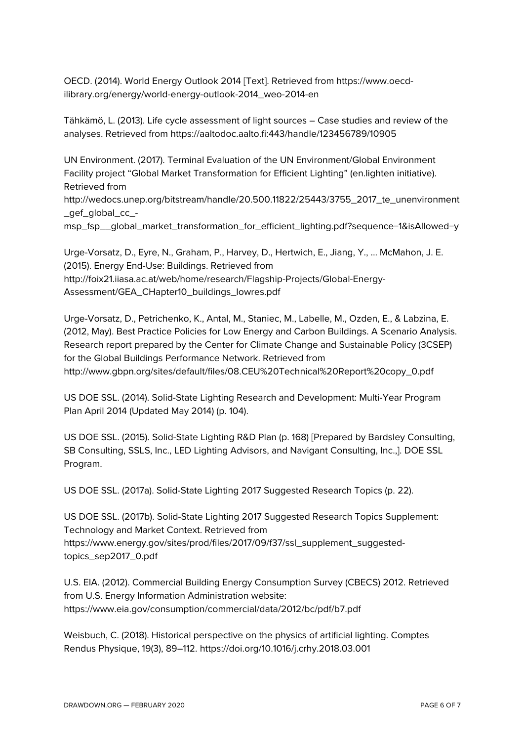OECD. (2014). World Energy Outlook 2014 [Text]. Retrieved from https://www.oecd-ilibrary.org/energy/world-energy-outlook-2014_weo-2014-en

Tähkämö, L. (2013). Life cycle assessment of light sources – Case studies and review of the analyses. Retrieved from https://aaltodoc.aalto.fi:443/handle/123456789/10905

UN Environment. (2017). Terminal Evaluation of the UN Environment/Global Environment Facility project "Global Market Transformation for Efficient Lighting" (en.lighten initiative). Retrieved from http://wedocs.unep.org/bitstream/handle/20.500.11822/25443/3755_2017_te_unenvironment_gef_global_cc_-msp_fsp__global_market_transformation_for_efficient_lighting.pdf?sequence=1&isAllowed=y

Urge-Vorsatz, D., Eyre, N., Graham, P., Harvey, D., Hertwich, E., Jiang, Y., ... McMahon, J. E. (2015). Energy End-Use: Buildings. Retrieved from http://foix21.iiasa.ac.at/web/home/research/Flagship-Projects/Global-Energy-Assessment/GEA_CHapter10_buildings_lowres.pdf

Urge-Vorsatz, D., Petrichenko, K., Antal, M., Staniec, M., Labelle, M., Ozden, E., & Labzina, E. (2012, May). Best Practice Policies for Low Energy and Carbon Buildings. A Scenario Analysis. Research report prepared by the Center for Climate Change and Sustainable Policy (3CSEP) for the Global Buildings Performance Network. Retrieved from http://www.gbpn.org/sites/default/files/08.CEU%20Technical%20Report%20copy_0.pdf

US DOE SSL. (2014). Solid-State Lighting Research and Development: Multi-Year Program Plan April 2014 (Updated May 2014) (p. 104).

US DOE SSL. (2015). Solid-State Lighting R&D Plan (p. 168) [Prepared by Bardsley Consulting, SB Consulting, SSLS, Inc., LED Lighting Advisors, and Navigant Consulting, Inc.,]. DOE SSL Program.

US DOE SSL. (2017a). Solid-State Lighting 2017 Suggested Research Topics (p. 22).

US DOE SSL. (2017b). Solid-State Lighting 2017 Suggested Research Topics Supplement: Technology and Market Context. Retrieved from https://www.energy.gov/sites/prod/files/2017/09/f37/ssl_supplement_suggested-topics_sep2017_0.pdf

U.S. EIA. (2012). Commercial Building Energy Consumption Survey (CBECS) 2012. Retrieved from U.S. Energy Information Administration website: https://www.eia.gov/consumption/commercial/data/2012/bc/pdf/b7.pdf

Weisbuch, C. (2018). Historical perspective on the physics of artificial lighting. Comptes Rendus Physique, 19(3), 89–112. https://doi.org/10.1016/j.crhy.2018.03.001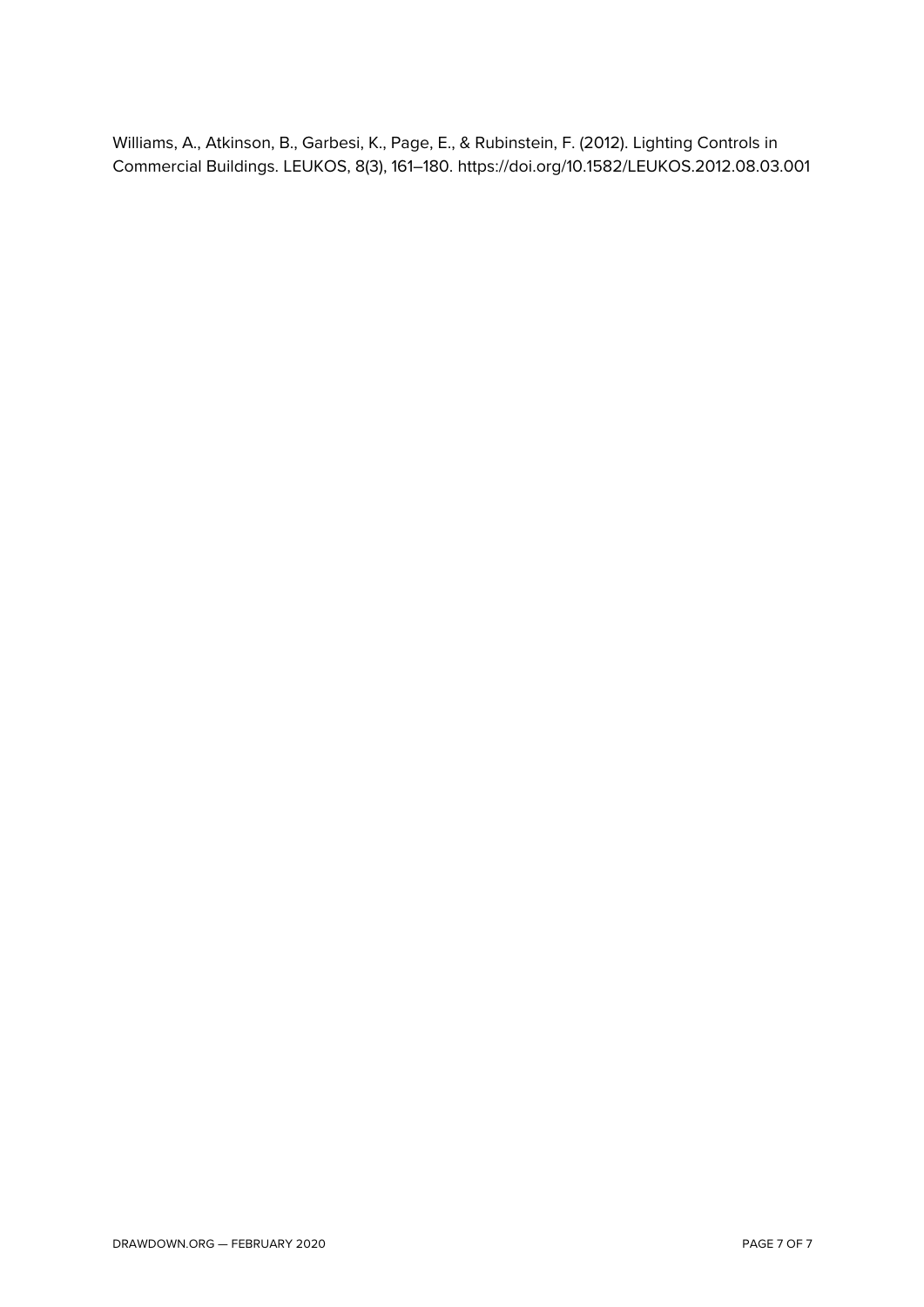Williams, A., Atkinson, B., Garbesi, K., Page, E., & Rubinstein, F. (2012). Lighting Controls in Commercial Buildings. LEUKOS, 8(3), 161–180. https://doi.org/10.1582/LEUKOS.2012.08.03.001